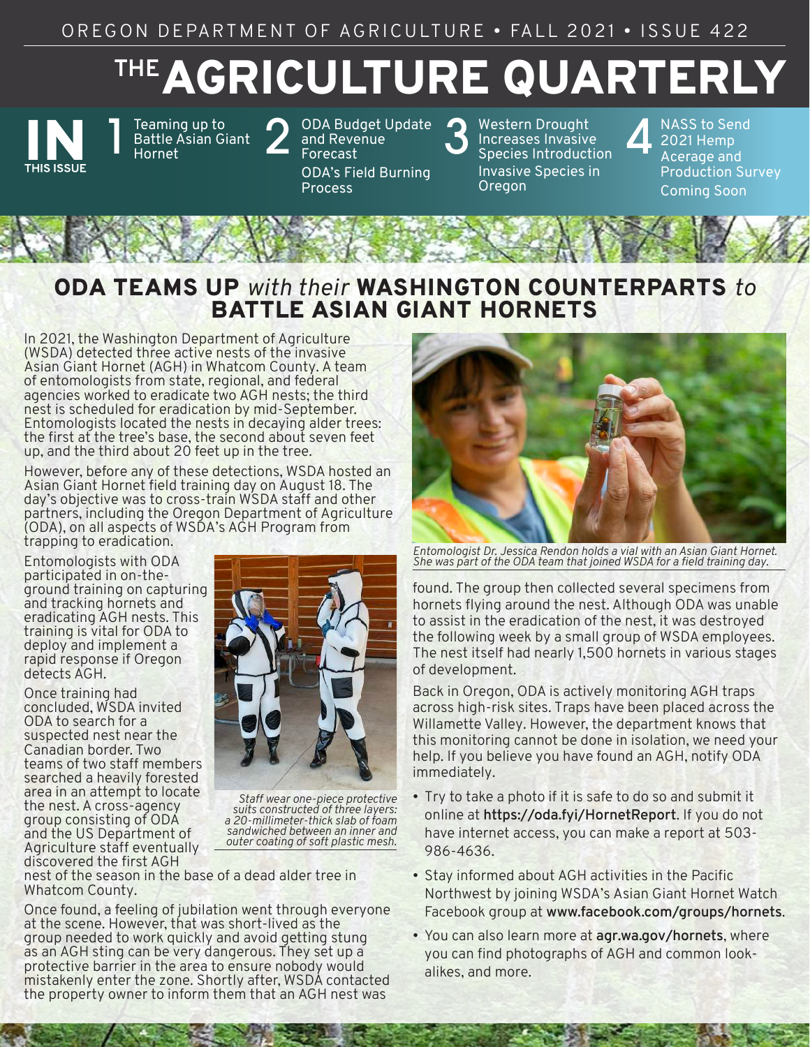OREGON DEPARTMENT OF AGRICULTURE • FALL 2021 • ISSUE 422

# THE AGRICULTURE QUARTERLY

**IN THIS ISSUE**

1. Teaming up to Battle Asian Giant Hornet
2. ODA Budget Update and Revenue Forecast; ODA's Field Burning Process
3. Western Drought Increases Invasive Species Introduction; Invasive Species in Oregon
4. NASS to Send 2021 Hemp Acreage and Production Survey; Coming Soon

## ODA TEAMS UP *with their* WASHINGTON COUNTERPARTS *to* BATTLE ASIAN GIANT HORNETS

In 2021, the Washington Department of Agriculture (WSDA) detected three active nests of the invasive Asian Giant Hornet (AGH) in Whatcom County. A team of entomologists from state, regional, and federal agencies worked to eradicate two AGH nests; the third nest is scheduled for eradication by mid-September. Entomologists located the nests in decaying alder trees: the first at the tree's base, the second about seven feet up, and the third about 20 feet up in the tree.

However, before any of these detections, WSDA hosted an Asian Giant Hornet field training day on August 18. The day's objective was to cross-train WSDA staff and other partners, including the Oregon Department of Agriculture (ODA), on all aspects of WSDA's AGH Program from trapping to eradication.

Entomologists with ODA participated in on-the-ground training on capturing and tracking hornets and eradicating AGH nests. This training is vital for ODA to deploy and implement a rapid response if Oregon detects AGH.

*Staff wear one-piece protective suits constructed of three layers: a 20-millimeter-thick slab of foam sandwiched between an inner and outer coating of soft plastic mesh.*

Once training had concluded, WSDA invited ODA to search for a suspected nest near the Canadian border. Two teams of two staff members searched a heavily forested area in an attempt to locate the nest. A cross-agency group consisting of ODA and the US Department of Agriculture staff eventually discovered the first AGH nest of the season in the base of a dead alder tree in Whatcom County.

Once found, a feeling of jubilation went through everyone at the scene. However, that was short-lived as the group needed to work quickly and avoid getting stung as an AGH sting can be very dangerous. They set up a protective barrier in the area to ensure nobody would mistakenly enter the zone. Shortly after, WSDA contacted the property owner to inform them that an AGH nest was found. The group then collected several specimens from hornets flying around the nest. Although ODA was unable to assist in the eradication of the nest, it was destroyed the following week by a small group of WSDA employees. The nest itself had nearly 1,500 hornets in various stages of development.

*Entomologist Dr. Jessica Rendon holds a vial with an Asian Giant Hornet. She was part of the ODA team that joined WSDA for a field training day.*

Back in Oregon, ODA is actively monitoring AGH traps across high-risk sites. Traps have been placed across the Willamette Valley. However, the department knows that this monitoring cannot be done in isolation, we need your help. If you believe you have found an AGH, notify ODA immediately.

- Try to take a photo if it is safe to do so and submit it online at **https://oda.fyi/HornetReport**. If you do not have internet access, you can make a report at 503-986-4636.
- Stay informed about AGH activities in the Pacific Northwest by joining WSDA's Asian Giant Hornet Watch Facebook group at **www.facebook.com/groups/hornets**.
- You can also learn more at **agr.wa.gov/hornets**, where you can find photographs of AGH and common look-alikes, and more.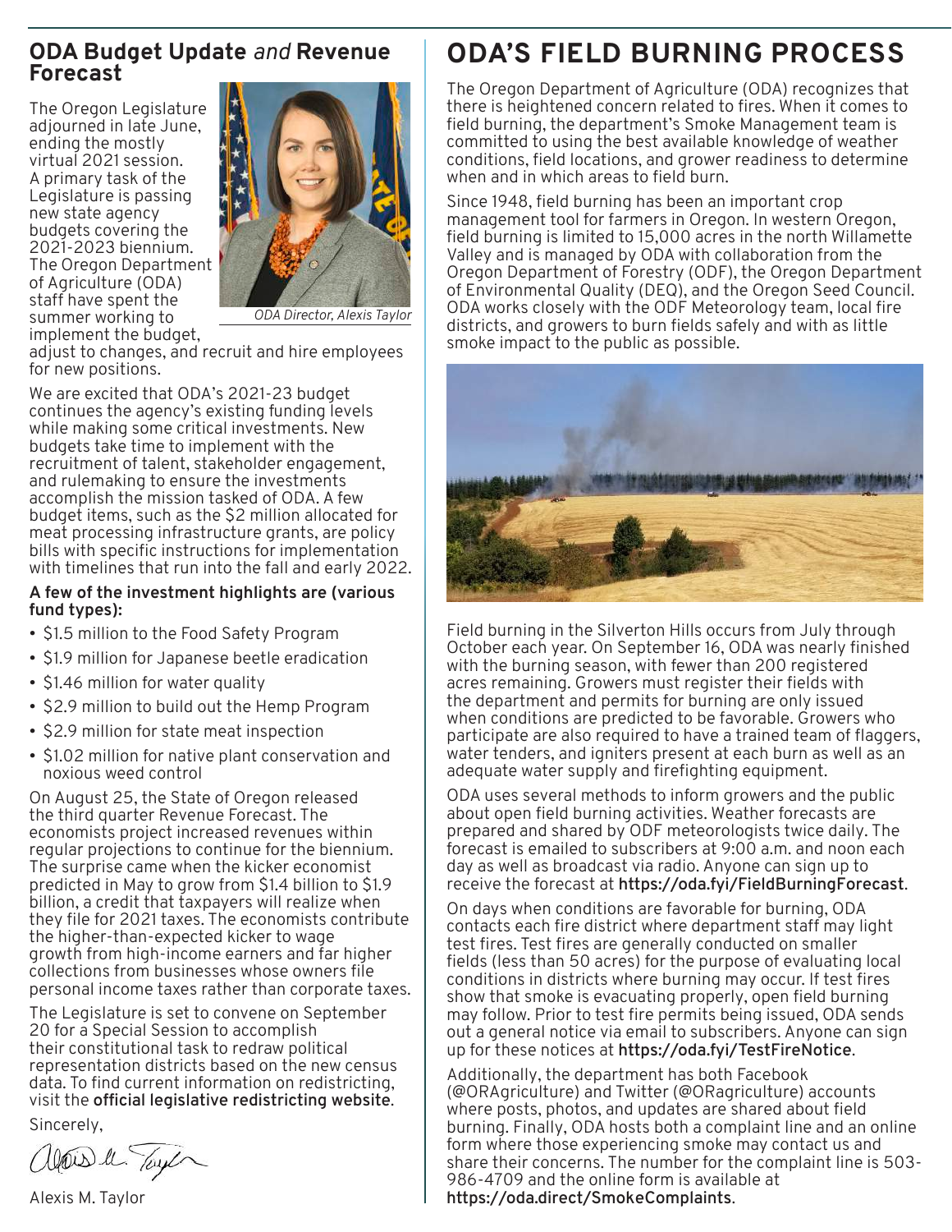## ODA Budget Update *and* Revenue Forecast

The Oregon Legislature adjourned in late June, ending the mostly virtual 2021 session. A primary task of the Legislature is passing new state agency budgets covering the 2021-2023 biennium. The Oregon Department of Agriculture (ODA) staff have spent the summer working to implement the budget, adjust to changes, and recruit and hire employees for new positions.

*ODA Director, Alexis Taylor*

We are excited that ODA's 2021-23 budget continues the agency's existing funding levels while making some critical investments. New budgets take time to implement with the recruitment of talent, stakeholder engagement, and rulemaking to ensure the investments accomplish the mission tasked of ODA. A few budget items, such as the $2 million allocated for meat processing infrastructure grants, are policy bills with specific instructions for implementation with timelines that run into the fall and early 2022.

**A few of the investment highlights are (various fund types):**

- $1.5 million to the Food Safety Program
- $1.9 million for Japanese beetle eradication
- $1.46 million for water quality
- $2.9 million to build out the Hemp Program
- $2.9 million for state meat inspection
- $1.02 million for native plant conservation and noxious weed control

On August 25, the State of Oregon released the third quarter Revenue Forecast. The economists project increased revenues within regular projections to continue for the biennium. The surprise came when the kicker economist predicted in May to grow from $1.4 billion to $1.9 billion, a credit that taxpayers will realize when they file for 2021 taxes. The economists contribute the higher-than-expected kicker to wage growth from high-income earners and far higher collections from businesses whose owners file personal income taxes rather than corporate taxes.

The Legislature is set to convene on September 20 for a Special Session to accomplish their constitutional task to redraw political representation districts based on the new census data. To find current information on redistricting, visit the **official legislative redistricting website**.

Sincerely,

Alexis M. Taylor

# ODA'S FIELD BURNING PROCESS

The Oregon Department of Agriculture (ODA) recognizes that there is heightened concern related to fires. When it comes to field burning, the department's Smoke Management team is committed to using the best available knowledge of weather conditions, field locations, and grower readiness to determine when and in which areas to field burn.

Since 1948, field burning has been an important crop management tool for farmers in Oregon. In western Oregon, field burning is limited to 15,000 acres in the north Willamette Valley and is managed by ODA with collaboration from the Oregon Department of Forestry (ODF), the Oregon Department of Environmental Quality (DEQ), and the Oregon Seed Council. ODA works closely with the ODF Meteorology team, local fire districts, and growers to burn fields safely and with as little smoke impact to the public as possible.

Field burning in the Silverton Hills occurs from July through October each year. On September 16, ODA was nearly finished with the burning season, with fewer than 200 registered acres remaining. Growers must register their fields with the department and permits for burning are only issued when conditions are predicted to be favorable. Growers who participate are also required to have a trained team of flaggers, water tenders, and igniters present at each burn as well as an adequate water supply and firefighting equipment.

ODA uses several methods to inform growers and the public about open field burning activities. Weather forecasts are prepared and shared by ODF meteorologists twice daily. The forecast is emailed to subscribers at 9:00 a.m. and noon each day as well as broadcast via radio. Anyone can sign up to receive the forecast at **https://oda.fyi/FieldBurningForecast**.

On days when conditions are favorable for burning, ODA contacts each fire district where department staff may light test fires. Test fires are generally conducted on smaller fields (less than 50 acres) for the purpose of evaluating local conditions in districts where burning may occur. If test fires show that smoke is evacuating properly, open field burning may follow. Prior to test fire permits being issued, ODA sends out a general notice via email to subscribers. Anyone can sign up for these notices at **https://oda.fyi/TestFireNotice**.

Additionally, the department has both Facebook (@ORAgriculture) and Twitter (@ORagriculture) accounts where posts, photos, and updates are shared about field burning. Finally, ODA hosts both a complaint line and an online form where those experiencing smoke may contact us and share their concerns. The number for the complaint line is 503-986-4709 and the online form is available at **https://oda.direct/SmokeComplaints**.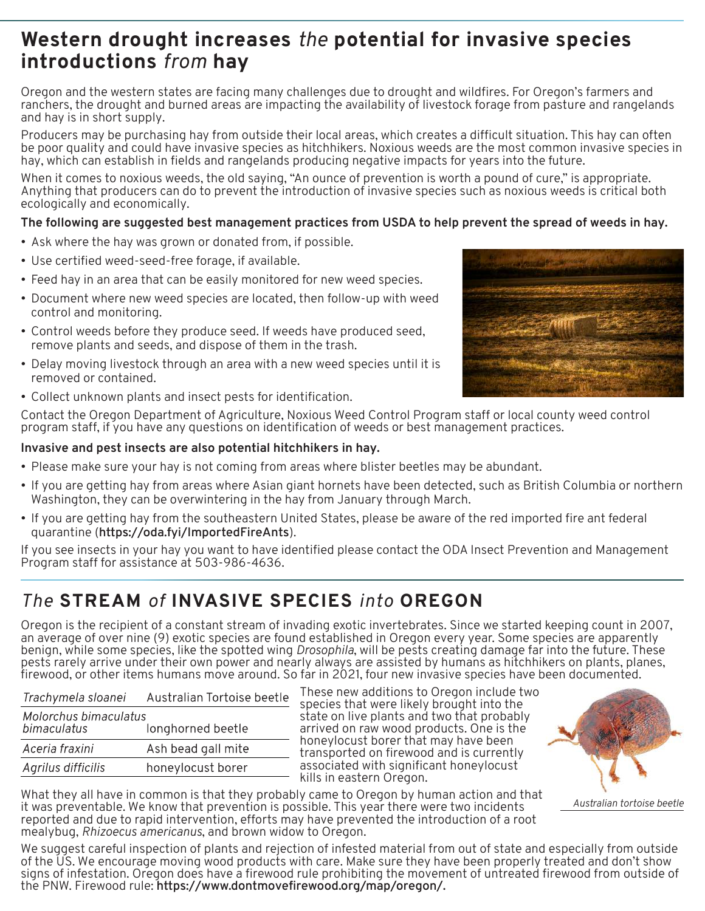# Western drought increases *the* potential for invasive species introductions *from* hay

Oregon and the western states are facing many challenges due to drought and wildfires. For Oregon's farmers and ranchers, the drought and burned areas are impacting the availability of livestock forage from pasture and rangelands and hay is in short supply.

Producers may be purchasing hay from outside their local areas, which creates a difficult situation. This hay can often be poor quality and could have invasive species as hitchhikers. Noxious weeds are the most common invasive species in hay, which can establish in fields and rangelands producing negative impacts for years into the future.

When it comes to noxious weeds, the old saying, "An ounce of prevention is worth a pound of cure," is appropriate. Anything that producers can do to prevent the introduction of invasive species such as noxious weeds is critical both ecologically and economically.

**The following are suggested best management practices from USDA to help prevent the spread of weeds in hay.**

- Ask where the hay was grown or donated from, if possible.
- Use certified weed-seed-free forage, if available.
- Feed hay in an area that can be easily monitored for new weed species.
- Document where new weed species are located, then follow-up with weed control and monitoring.
- Control weeds before they produce seed. If weeds have produced seed, remove plants and seeds, and dispose of them in the trash.
- Delay moving livestock through an area with a new weed species until it is removed or contained.
- Collect unknown plants and insect pests for identification.

Contact the Oregon Department of Agriculture, Noxious Weed Control Program staff or local county weed control program staff, if you have any questions on identification of weeds or best management practices.

**Invasive and pest insects are also potential hitchhikers in hay.**

- Please make sure your hay is not coming from areas where blister beetles may be abundant.
- If you are getting hay from areas where Asian giant hornets have been detected, such as British Columbia or northern Washington, they can be overwintering in the hay from January through March.
- If you are getting hay from the southeastern United States, please be aware of the red imported fire ant federal quarantine (**https://oda.fyi/ImportedFireAnts**).

If you see insects in your hay you want to have identified please contact the ODA Insect Prevention and Management Program staff for assistance at 503-986-4636.

# *The* STREAM *of* INVASIVE SPECIES *into* OREGON

Oregon is the recipient of a constant stream of invading exotic invertebrates. Since we started keeping count in 2007, an average of over nine (9) exotic species are found established in Oregon every year. Some species are apparently benign, while some species, like the spotted wing *Drosophila*, will be pests creating damage far into the future. These pests rarely arrive under their own power and nearly always are assisted by humans as hitchhikers on plants, planes, firewood, or other items humans move around. So far in 2021, four new invasive species have been documented.

| | |
|---|---|
| *Trachymela sloanei* | Australian Tortoise beetle |
| *Molorchus bimaculatus bimaculatus* | longhorned beetle |
| *Aceria fraxini* | Ash bead gall mite |
| *Agrilus difficilis* | honeylocust borer |

These new additions to Oregon include two species that were likely brought into the state on live plants and two that probably arrived on raw wood products. One is the honeylocust borer that may have been transported on firewood and is currently associated with significant honeylocust kills in eastern Oregon.

*Australian tortoise beetle*

What they all have in common is that they probably came to Oregon by human action and that it was preventable. We know that prevention is possible. This year there were two incidents reported and due to rapid intervention, efforts may have prevented the introduction of a root mealybug, *Rhizoecus americanus*, and brown widow to Oregon.

We suggest careful inspection of plants and rejection of infested material from out of state and especially from outside of the US. We encourage moving wood products with care. Make sure they have been properly treated and don't show signs of infestation. Oregon does have a firewood rule prohibiting the movement of untreated firewood from outside of the PNW. Firewood rule: **https://www.dontmovefirewood.org/map/oregon/.**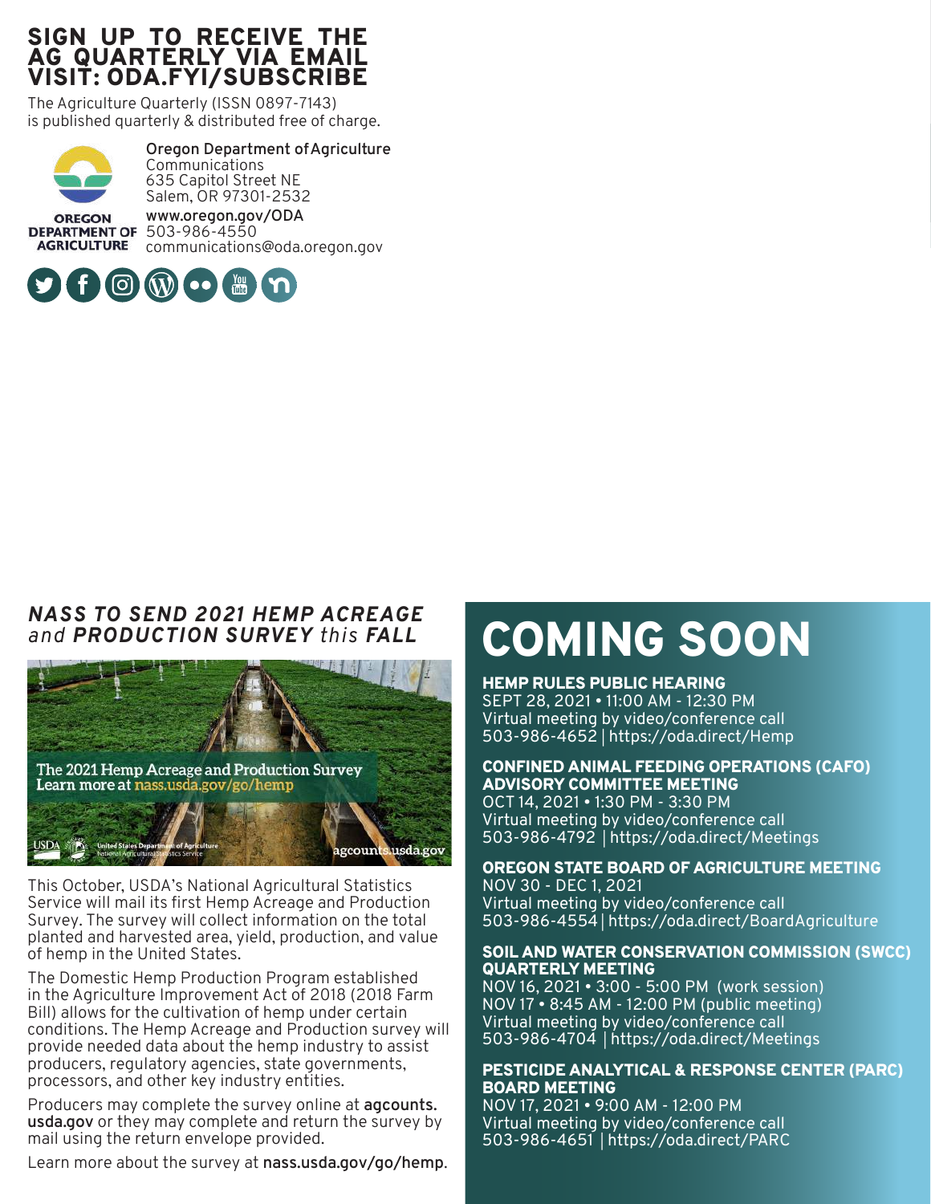## SIGN UP TO RECEIVE THE AG QUARTERLY VIA EMAIL VISIT: ODA.FYI/SUBSCRIBE

The Agriculture Quarterly (ISSN 0897-7143) is published quarterly & distributed free of charge.

OREGON DEPARTMENT OF AGRICULTURE

**Oregon Department of Agriculture**
Communications
635 Capitol Street NE
Salem, OR 97301-2532
**www.oregon.gov/ODA**
503-986-4550
communications@oda.oregon.gov

## *NASS TO SEND 2021 HEMP ACREAGE and PRODUCTION SURVEY this FALL*

The 2021 Hemp Acreage and Production Survey
Learn more at nass.usda.gov/go/hemp

USDA United States Department of Agriculture National Agricultural Statistics Service agcounts.usda.gov

This October, USDA's National Agricultural Statistics Service will mail its first Hemp Acreage and Production Survey. The survey will collect information on the total planted and harvested area, yield, production, and value of hemp in the United States.

The Domestic Hemp Production Program established in the Agriculture Improvement Act of 2018 (2018 Farm Bill) allows for the cultivation of hemp under certain conditions. The Hemp Acreage and Production survey will provide needed data about the hemp industry to assist producers, regulatory agencies, state governments, processors, and other key industry entities.

Producers may complete the survey online at **agcounts.usda.gov** or they may complete and return the survey by mail using the return envelope provided.

Learn more about the survey at **nass.usda.gov/go/hemp**.

# COMING SOON

**HEMP RULES PUBLIC HEARING**
SEPT 28, 2021 • 11:00 AM - 12:30 PM
Virtual meeting by video/conference call
503-986-4652 | https://oda.direct/Hemp

**CONFINED ANIMAL FEEDING OPERATIONS (CAFO) ADVISORY COMMITTEE MEETING**
OCT 14, 2021 • 1:30 PM - 3:30 PM
Virtual meeting by video/conference call
503-986-4792 | https://oda.direct/Meetings

**OREGON STATE BOARD OF AGRICULTURE MEETING**
NOV 30 - DEC 1, 2021
Virtual meeting by video/conference call
503-986-4554 | https://oda.direct/BoardAgriculture

**SOIL AND WATER CONSERVATION COMMISSION (SWCC) QUARTERLY MEETING**
NOV 16, 2021 • 3:00 - 5:00 PM (work session)
NOV 17 • 8:45 AM - 12:00 PM (public meeting)
Virtual meeting by video/conference call
503-986-4704 | https://oda.direct/Meetings

**PESTICIDE ANALYTICAL & RESPONSE CENTER (PARC) BOARD MEETING**
NOV 17, 2021 • 9:00 AM - 12:00 PM
Virtual meeting by video/conference call
503-986-4651 | https://oda.direct/PARC